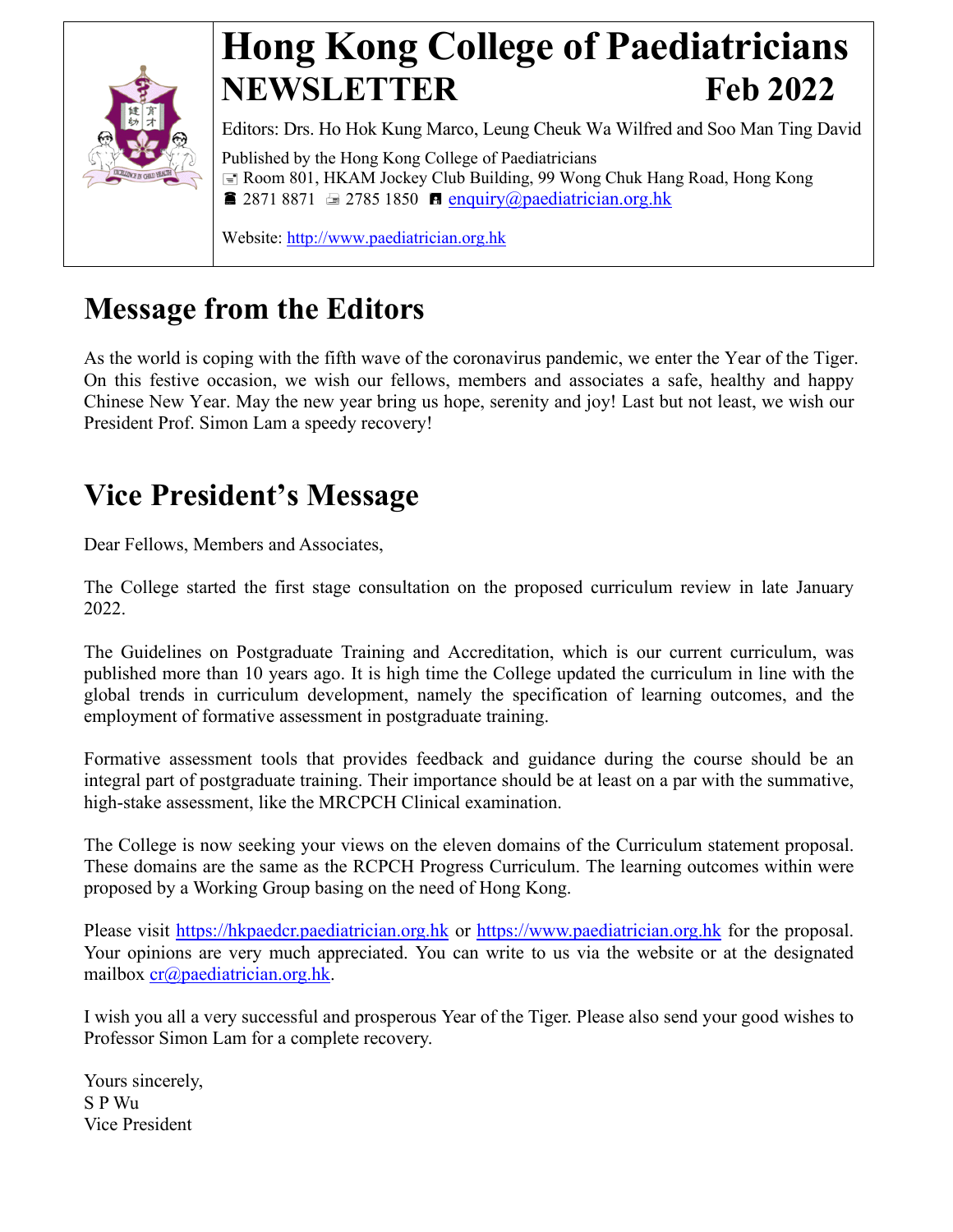# Hong Kong College of Paediatricians
# NEWSLETTER Feb 2022

Editors: Drs. Ho Hok Kung Marco, Leung Cheuk Wa Wilfred and Soo Man Ting David

Published by the Hong Kong College of Paediatricians
Room 801, HKAM Jockey Club Building, 99 Wong Chuk Hang Road, Hong Kong
2871 8871 2785 1850 enquiry@paediatrician.org.hk

Website: http://www.paediatrician.org.hk

## Message from the Editors

As the world is coping with the fifth wave of the coronavirus pandemic, we enter the Year of the Tiger. On this festive occasion, we wish our fellows, members and associates a safe, healthy and happy Chinese New Year. May the new year bring us hope, serenity and joy! Last but not least, we wish our President Prof. Simon Lam a speedy recovery!

## Vice President's Message

Dear Fellows, Members and Associates,

The College started the first stage consultation on the proposed curriculum review in late January 2022.

The Guidelines on Postgraduate Training and Accreditation, which is our current curriculum, was published more than 10 years ago. It is high time the College updated the curriculum in line with the global trends in curriculum development, namely the specification of learning outcomes, and the employment of formative assessment in postgraduate training.

Formative assessment tools that provides feedback and guidance during the course should be an integral part of postgraduate training. Their importance should be at least on a par with the summative, high-stake assessment, like the MRCPCH Clinical examination.

The College is now seeking your views on the eleven domains of the Curriculum statement proposal. These domains are the same as the RCPCH Progress Curriculum. The learning outcomes within were proposed by a Working Group basing on the need of Hong Kong.

Please visit https://hkpaedcr.paediatrician.org.hk or https://www.paediatrician.org.hk for the proposal. Your opinions are very much appreciated. You can write to us via the website or at the designated mailbox cr@paediatrician.org.hk.

I wish you all a very successful and prosperous Year of the Tiger. Please also send your good wishes to Professor Simon Lam for a complete recovery.

Yours sincerely,
S P Wu
Vice President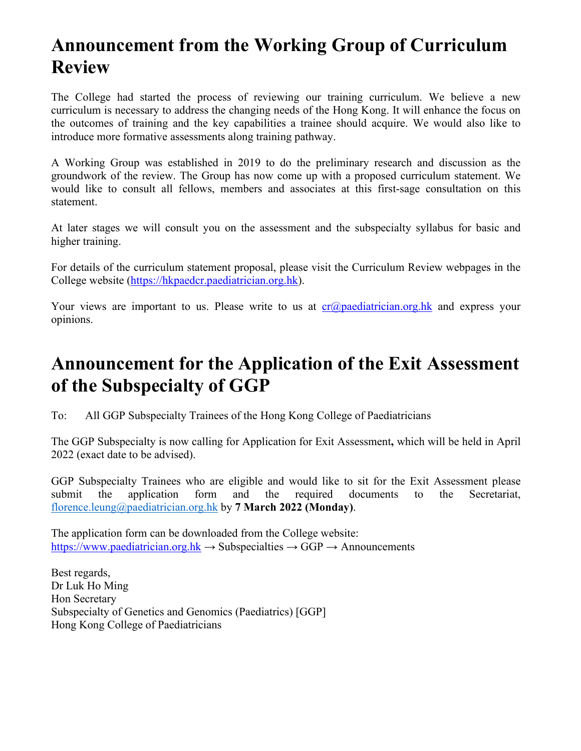# Announcement from the Working Group of Curriculum Review

The College had started the process of reviewing our training curriculum. We believe a new curriculum is necessary to address the changing needs of the Hong Kong. It will enhance the focus on the outcomes of training and the key capabilities a trainee should acquire. We would also like to introduce more formative assessments along training pathway.

A Working Group was established in 2019 to do the preliminary research and discussion as the groundwork of the review. The Group has now come up with a proposed curriculum statement. We would like to consult all fellows, members and associates at this first-sage consultation on this statement.

At later stages we will consult you on the assessment and the subspecialty syllabus for basic and higher training.

For details of the curriculum statement proposal, please visit the Curriculum Review webpages in the College website (https://hkpaedcr.paediatrician.org.hk).

Your views are important to us. Please write to us at cr@paediatrician.org.hk and express your opinions.

# Announcement for the Application of the Exit Assessment of the Subspecialty of GGP

To: All GGP Subspecialty Trainees of the Hong Kong College of Paediatricians

The GGP Subspecialty is now calling for Application for Exit Assessment**,** which will be held in April 2022 (exact date to be advised).

GGP Subspecialty Trainees who are eligible and would like to sit for the Exit Assessment please submit the application form and the required documents to the Secretariat, florence.leung@paediatrician.org.hk by **7 March 2022 (Monday)**.

The application form can be downloaded from the College website:
https://www.paediatrician.org.hk → Subspecialties → GGP → Announcements

Best regards,
Dr Luk Ho Ming
Hon Secretary
Subspecialty of Genetics and Genomics (Paediatrics) [GGP]
Hong Kong College of Paediatricians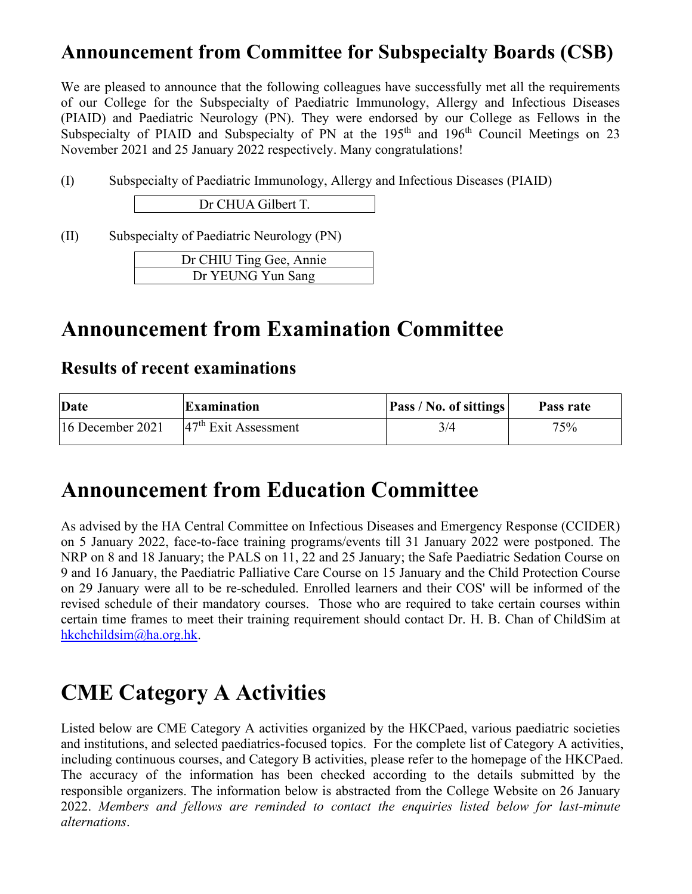## Announcement from Committee for Subspecialty Boards (CSB)

We are pleased to announce that the following colleagues have successfully met all the requirements of our College for the Subspecialty of Paediatric Immunology, Allergy and Infectious Diseases (PIAID) and Paediatric Neurology (PN). They were endorsed by our College as Fellows in the Subspecialty of PIAID and Subspecialty of PN at the 195th and 196th Council Meetings on 23 November 2021 and 25 January 2022 respectively. Many congratulations!

(I) Subspecialty of Paediatric Immunology, Allergy and Infectious Diseases (PIAID)

| Dr CHUA Gilbert T. |
|---|

(II) Subspecialty of Paediatric Neurology (PN)

| Dr CHIU Ting Gee, Annie |
|---|
| Dr YEUNG Yun Sang |

# Announcement from Examination Committee

## Results of recent examinations

| Date | Examination | Pass / No. of sittings | Pass rate |
|---|---|---|---|
| 16 December 2021 | 47th Exit Assessment | 3/4 | 75% |

# Announcement from Education Committee

As advised by the HA Central Committee on Infectious Diseases and Emergency Response (CCIDER) on 5 January 2022, face-to-face training programs/events till 31 January 2022 were postponed. The NRP on 8 and 18 January; the PALS on 11, 22 and 25 January; the Safe Paediatric Sedation Course on 9 and 16 January, the Paediatric Palliative Care Course on 15 January and the Child Protection Course on 29 January were all to be re-scheduled. Enrolled learners and their COS' will be informed of the revised schedule of their mandatory courses. Those who are required to take certain courses within certain time frames to meet their training requirement should contact Dr. H. B. Chan of ChildSim at hkchchildsim@ha.org.hk.

# CME Category A Activities

Listed below are CME Category A activities organized by the HKCPaed, various paediatric societies and institutions, and selected paediatrics-focused topics. For the complete list of Category A activities, including continuous courses, and Category B activities, please refer to the homepage of the HKCPaed. The accuracy of the information has been checked according to the details submitted by the responsible organizers. The information below is abstracted from the College Website on 26 January 2022. *Members and fellows are reminded to contact the enquiries listed below for last-minute alternations*.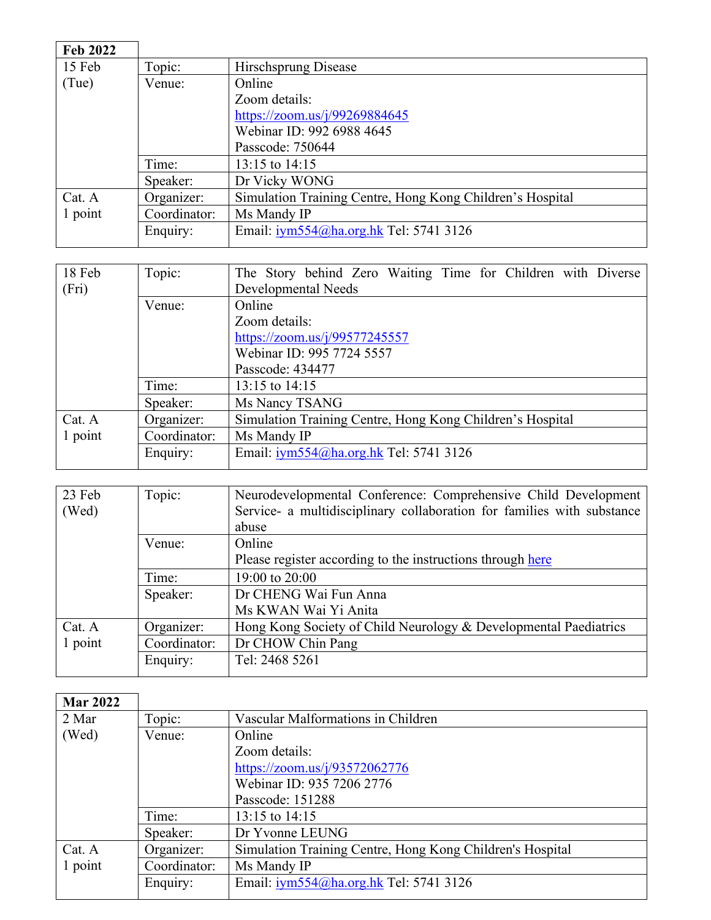**Feb 2022**

| 15 Feb (Tue) | Topic: | Hirschsprung Disease |
|---|---|---|
| | Venue: | Online<br>Zoom details:<br>[https://zoom.us/j/99269884645](https://zoom.us/j/99269884645)<br>Webinar ID: 992 6988 4645<br>Passcode: 750644 |
| | Time: | 13:15 to 14:15 |
| | Speaker: | Dr Vicky WONG |
| Cat. A<br>1 point | Organizer: | Simulation Training Centre, Hong Kong Children's Hospital |
| | Coordinator: | Ms Mandy IP |
| | Enquiry: | Email: [iym554@ha.org.hk](mailto:iym554@ha.org.hk) Tel: 5741 3126 |

| 18 Feb (Fri) | Topic: | The Story behind Zero Waiting Time for Children with Diverse Developmental Needs |
|---|---|---|
| | Venue: | Online<br>Zoom details:<br>[https://zoom.us/j/99577245557](https://zoom.us/j/99577245557)<br>Webinar ID: 995 7724 5557<br>Passcode: 434477 |
| | Time: | 13:15 to 14:15 |
| | Speaker: | Ms Nancy TSANG |
| Cat. A<br>1 point | Organizer: | Simulation Training Centre, Hong Kong Children's Hospital |
| | Coordinator: | Ms Mandy IP |
| | Enquiry: | Email: [iym554@ha.org.hk](mailto:iym554@ha.org.hk) Tel: 5741 3126 |

| 23 Feb (Wed) | Topic: | Neurodevelopmental Conference: Comprehensive Child Development Service- a multidisciplinary collaboration for families with substance abuse |
|---|---|---|
| | Venue: | Online<br>Please register according to the instructions through here |
| | Time: | 19:00 to 20:00 |
| | Speaker: | Dr CHENG Wai Fun Anna<br>Ms KWAN Wai Yi Anita |
| Cat. A<br>1 point | Organizer: | Hong Kong Society of Child Neurology & Developmental Paediatrics |
| | Coordinator: | Dr CHOW Chin Pang |
| | Enquiry: | Tel: 2468 5261 |

**Mar 2022**

| 2 Mar (Wed) | Topic: | Vascular Malformations in Children |
|---|---|---|
| | Venue: | Online<br>Zoom details:<br>[https://zoom.us/j/93572062776](https://zoom.us/j/93572062776)<br>Webinar ID: 935 7206 2776<br>Passcode: 151288 |
| | Time: | 13:15 to 14:15 |
| | Speaker: | Dr Yvonne LEUNG |
| Cat. A<br>1 point | Organizer: | Simulation Training Centre, Hong Kong Children's Hospital |
| | Coordinator: | Ms Mandy IP |
| | Enquiry: | Email: [iym554@ha.org.hk](mailto:iym554@ha.org.hk) Tel: 5741 3126 |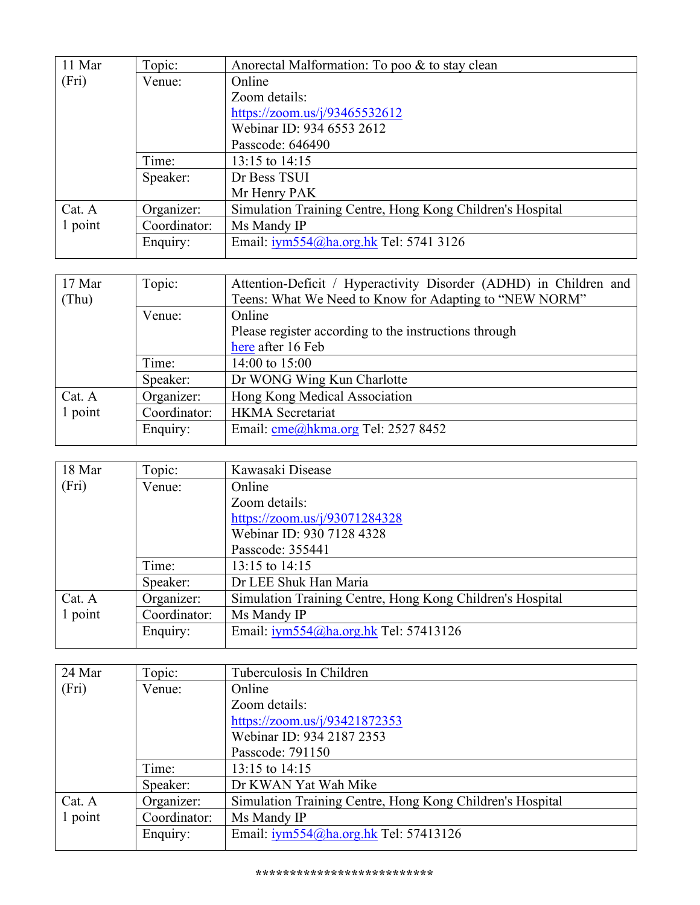| | | |
|---|---|---|
| 11 Mar (Fri) | Topic: | Anorectal Malformation: To poo & to stay clean |
| | Venue: | Online<br>Zoom details:<br>https://zoom.us/j/93465532612<br>Webinar ID: 934 6553 2612<br>Passcode: 646490 |
| | Time: | 13:15 to 14:15 |
| | Speaker: | Dr Bess TSUI<br>Mr Henry PAK |
| Cat. A 1 point | Organizer: | Simulation Training Centre, Hong Kong Children's Hospital |
| | Coordinator: | Ms Mandy IP |
| | Enquiry: | Email: iym554@ha.org.hk Tel: 5741 3126 |

| | | |
|---|---|---|
| 17 Mar (Thu) | Topic: | Attention-Deficit / Hyperactivity Disorder (ADHD) in Children and Teens: What We Need to Know for Adapting to "NEW NORM" |
| | Venue: | Online<br>Please register according to the instructions through here after 16 Feb |
| | Time: | 14:00 to 15:00 |
| | Speaker: | Dr WONG Wing Kun Charlotte |
| Cat. A 1 point | Organizer: | Hong Kong Medical Association |
| | Coordinator: | HKMA Secretariat |
| | Enquiry: | Email: cme@hkma.org Tel: 2527 8452 |

| | | |
|---|---|---|
| 18 Mar (Fri) | Topic: | Kawasaki Disease |
| | Venue: | Online<br>Zoom details:<br>https://zoom.us/j/93071284328<br>Webinar ID: 930 7128 4328<br>Passcode: 355441 |
| | Time: | 13:15 to 14:15 |
| | Speaker: | Dr LEE Shuk Han Maria |
| Cat. A 1 point | Organizer: | Simulation Training Centre, Hong Kong Children's Hospital |
| | Coordinator: | Ms Mandy IP |
| | Enquiry: | Email: iym554@ha.org.hk Tel: 57413126 |

| | | |
|---|---|---|
| 24 Mar (Fri) | Topic: | Tuberculosis In Children |
| | Venue: | Online<br>Zoom details:<br>https://zoom.us/j/93421872353<br>Webinar ID: 934 2187 2353<br>Passcode: 791150 |
| | Time: | 13:15 to 14:15 |
| | Speaker: | Dr KWAN Yat Wah Mike |
| Cat. A 1 point | Organizer: | Simulation Training Centre, Hong Kong Children's Hospital |
| | Coordinator: | Ms Mandy IP |
| | Enquiry: | Email: iym554@ha.org.hk Tel: 57413126 |

*************************